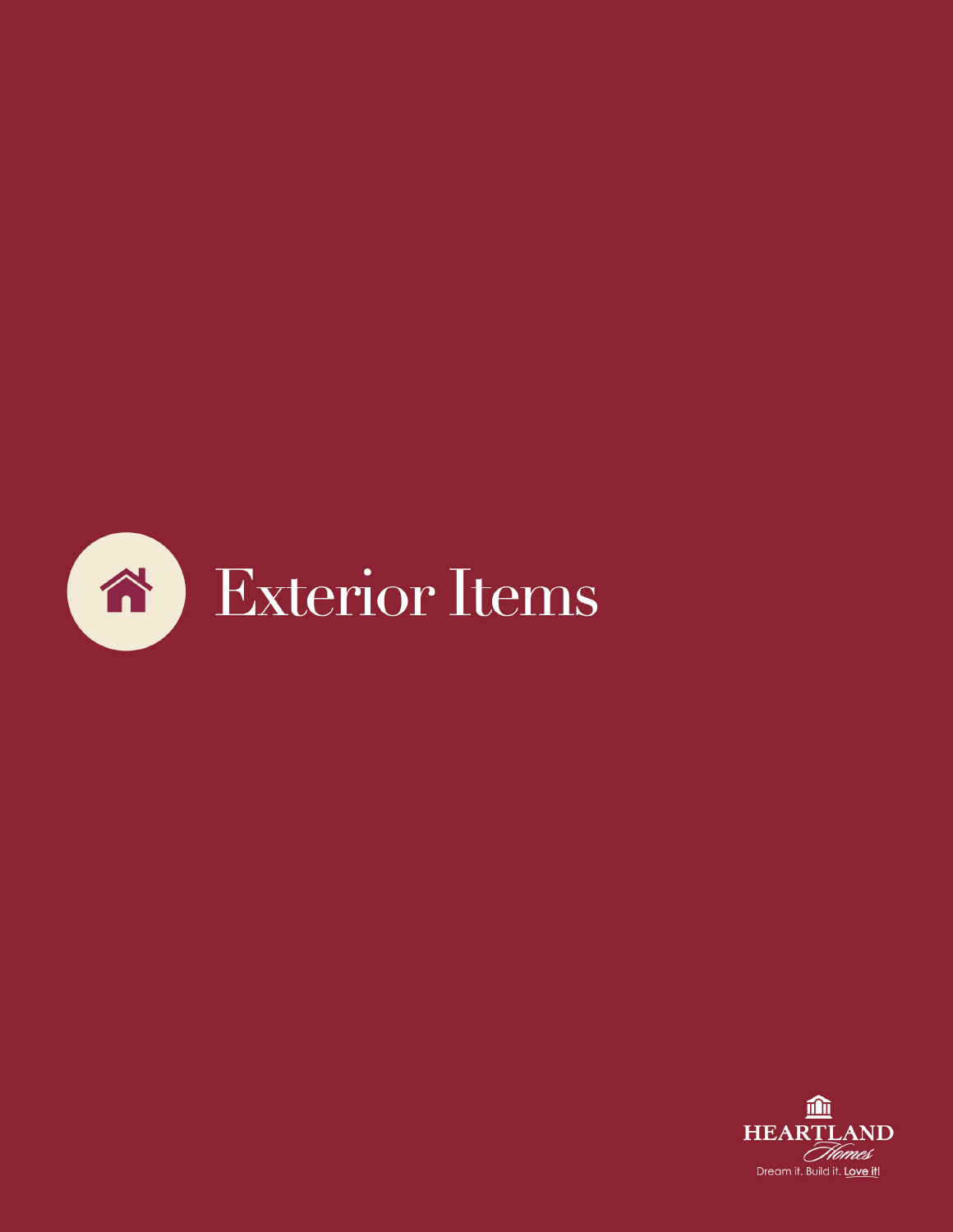# Exterior Items

HEARTLAND Homes

Dream it. Build it. Love it!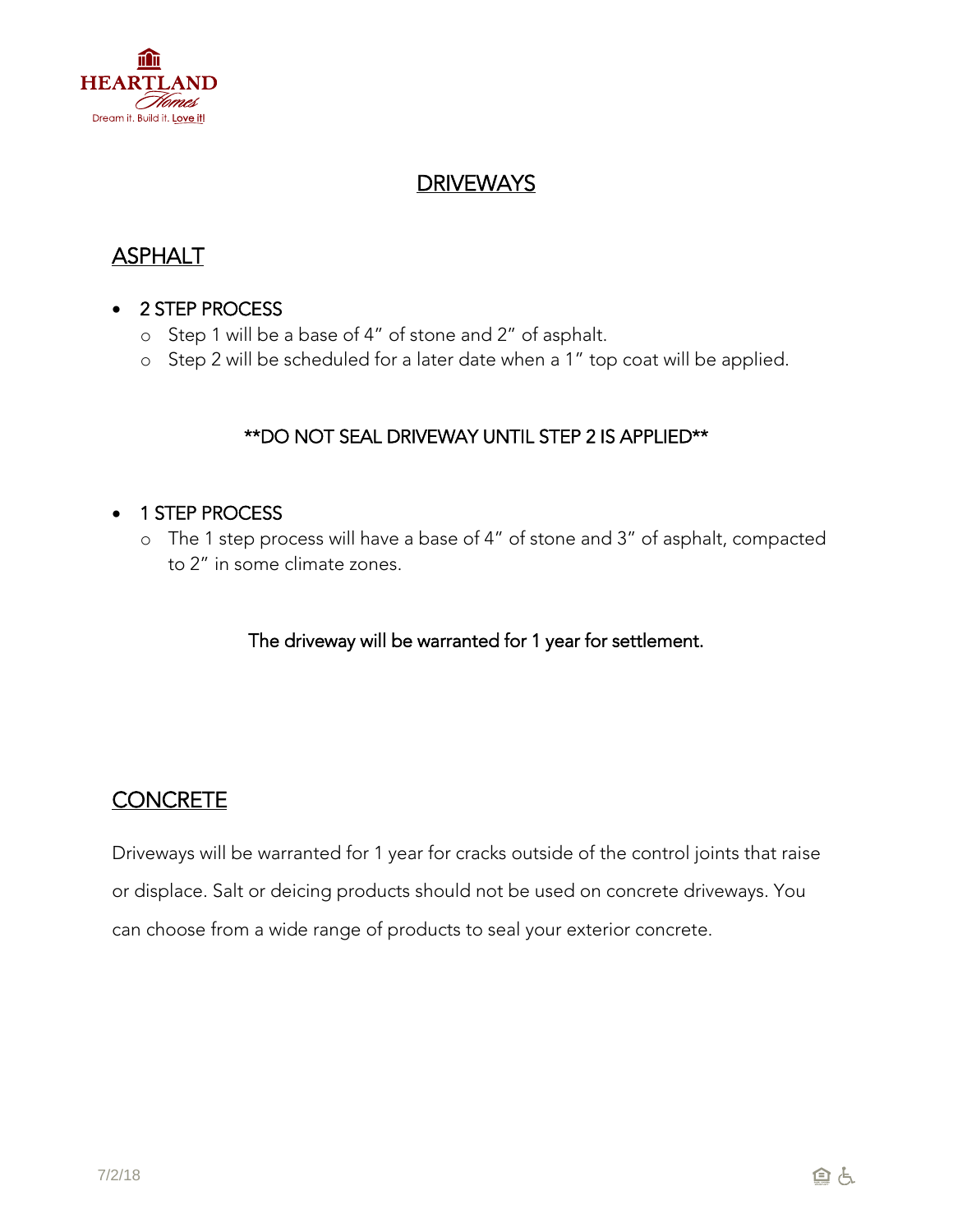# DRIVEWAYS

## ASPHALT

- 2 STEP PROCESS
  - Step 1 will be a base of 4" of stone and 2" of asphalt.
  - Step 2 will be scheduled for a later date when a 1" top coat will be applied.

**DO NOT SEAL DRIVEWAY UNTIL STEP 2 IS APPLIED**

- 1 STEP PROCESS
  - The 1 step process will have a base of 4" of stone and 3" of asphalt, compacted to 2" in some climate zones.

The driveway will be warranted for 1 year for settlement.

## CONCRETE

Driveways will be warranted for 1 year for cracks outside of the control joints that raise or displace. Salt or deicing products should not be used on concrete driveways. You can choose from a wide range of products to seal your exterior concrete.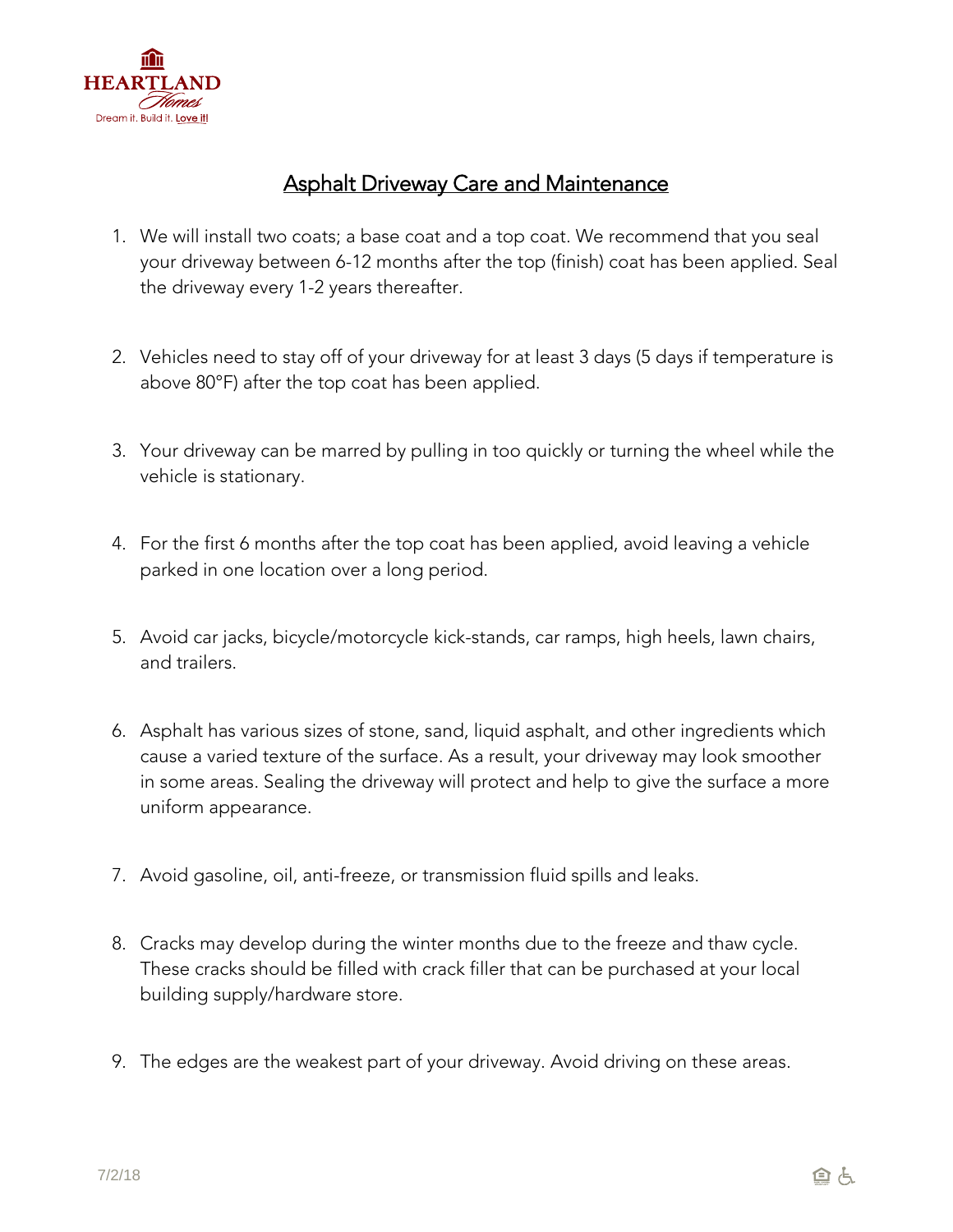# Asphalt Driveway Care and Maintenance

1. We will install two coats; a base coat and a top coat. We recommend that you seal your driveway between 6-12 months after the top (finish) coat has been applied. Seal the driveway every 1-2 years thereafter.

2. Vehicles need to stay off of your driveway for at least 3 days (5 days if temperature is above 80°F) after the top coat has been applied.

3. Your driveway can be marred by pulling in too quickly or turning the wheel while the vehicle is stationary.

4. For the first 6 months after the top coat has been applied, avoid leaving a vehicle parked in one location over a long period.

5. Avoid car jacks, bicycle/motorcycle kick-stands, car ramps, high heels, lawn chairs, and trailers.

6. Asphalt has various sizes of stone, sand, liquid asphalt, and other ingredients which cause a varied texture of the surface. As a result, your driveway may look smoother in some areas. Sealing the driveway will protect and help to give the surface a more uniform appearance.

7. Avoid gasoline, oil, anti-freeze, or transmission fluid spills and leaks.

8. Cracks may develop during the winter months due to the freeze and thaw cycle. These cracks should be filled with crack filler that can be purchased at your local building supply/hardware store.

9. The edges are the weakest part of your driveway. Avoid driving on these areas.